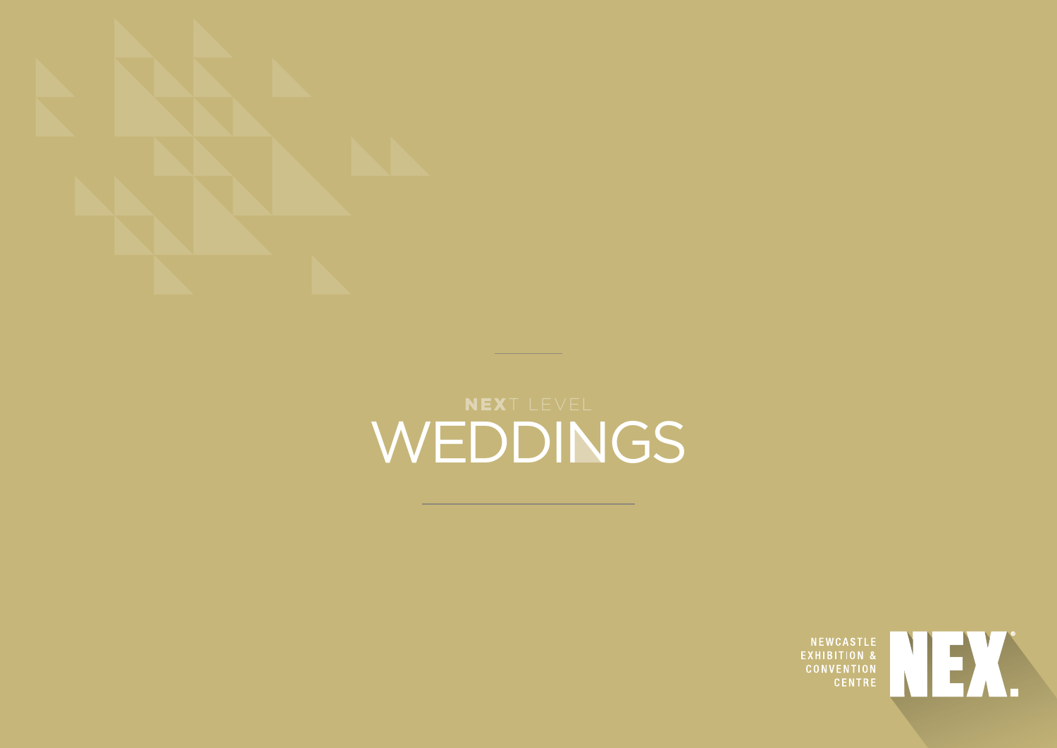NEXT LEVEL

# WEDDINGS

NEWCASTLE EXHIBITION & CONVENTION CENTRE

NEX.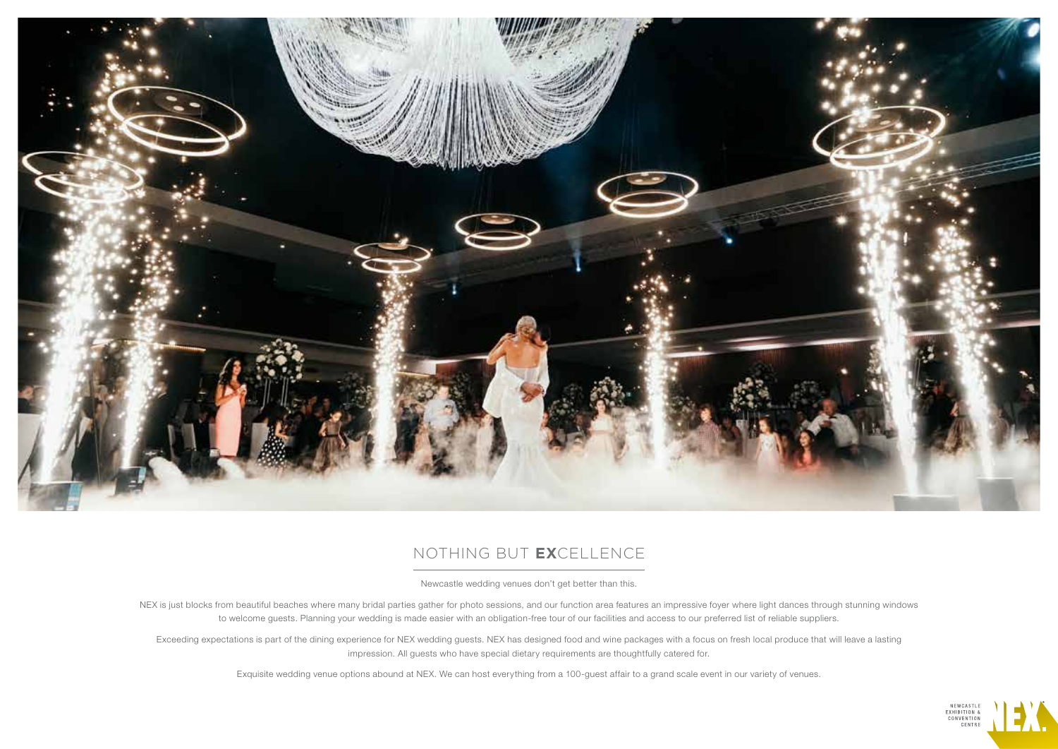## NOTHING BUT **EX**CELLENCE

Newcastle wedding venues don't get better than this.

NEX is just blocks from beautiful beaches where many bridal parties gather for photo sessions, and our function area features an impressive foyer where light dances through stunning windows to welcome guests. Planning your wedding is made easier with an obligation-free tour of our facilities and access to our preferred list of reliable suppliers.

Exceeding expectations is part of the dining experience for NEX wedding guests. NEX has designed food and wine packages with a focus on fresh local produce that will leave a lasting impression. All guests who have special dietary requirements are thoughtfully catered for.

Exquisite wedding venue options abound at NEX. We can host everything from a 100-guest affair to a grand scale event in our variety of venues.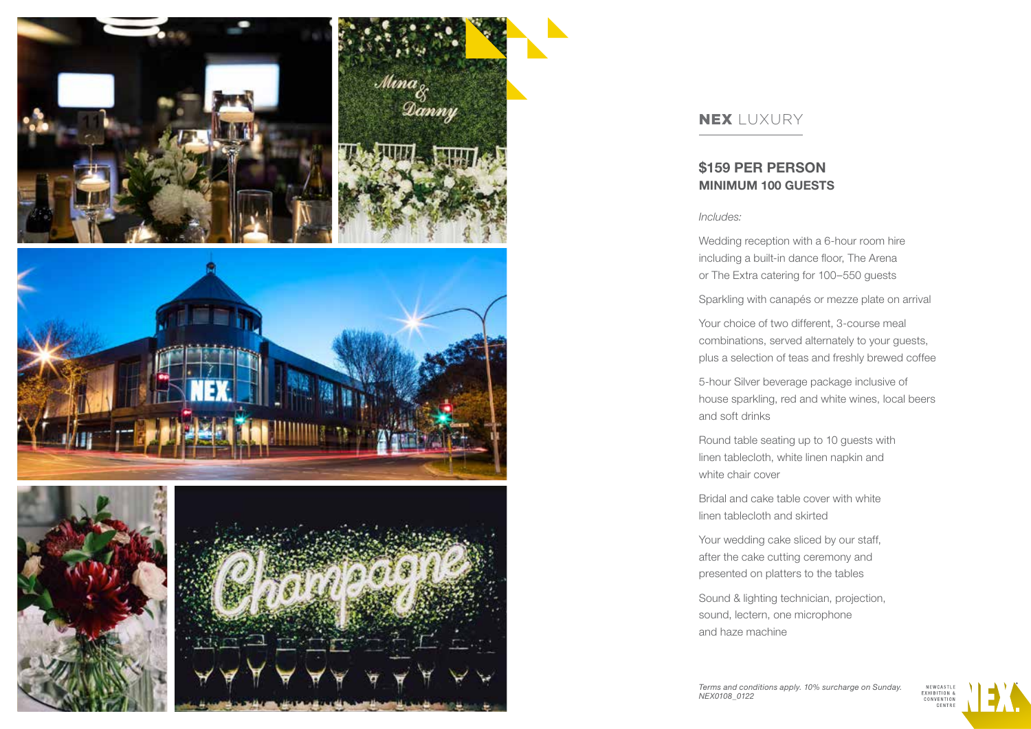## NEX LUXURY

### $159 PER PERSON
### MINIMUM 100 GUESTS

*Includes:*

Wedding reception with a 6-hour room hire including a built-in dance floor, The Arena or The Extra catering for 100–550 guests

Sparkling with canapés or mezze plate on arrival

Your choice of two different, 3-course meal combinations, served alternately to your guests, plus a selection of teas and freshly brewed coffee

5-hour Silver beverage package inclusive of house sparkling, red and white wines, local beers and soft drinks

Round table seating up to 10 guests with linen tablecloth, white linen napkin and white chair cover

Bridal and cake table cover with white linen tablecloth and skirted

Your wedding cake sliced by our staff, after the cake cutting ceremony and presented on platters to the tables

Sound & lighting technician, projection, sound, lectern, one microphone and haze machine

*Terms and conditions apply. 10% surcharge on Sunday.*
*NEX0108_0122*

NEWCASTLE EXHIBITION & CONVENTION CENTRE